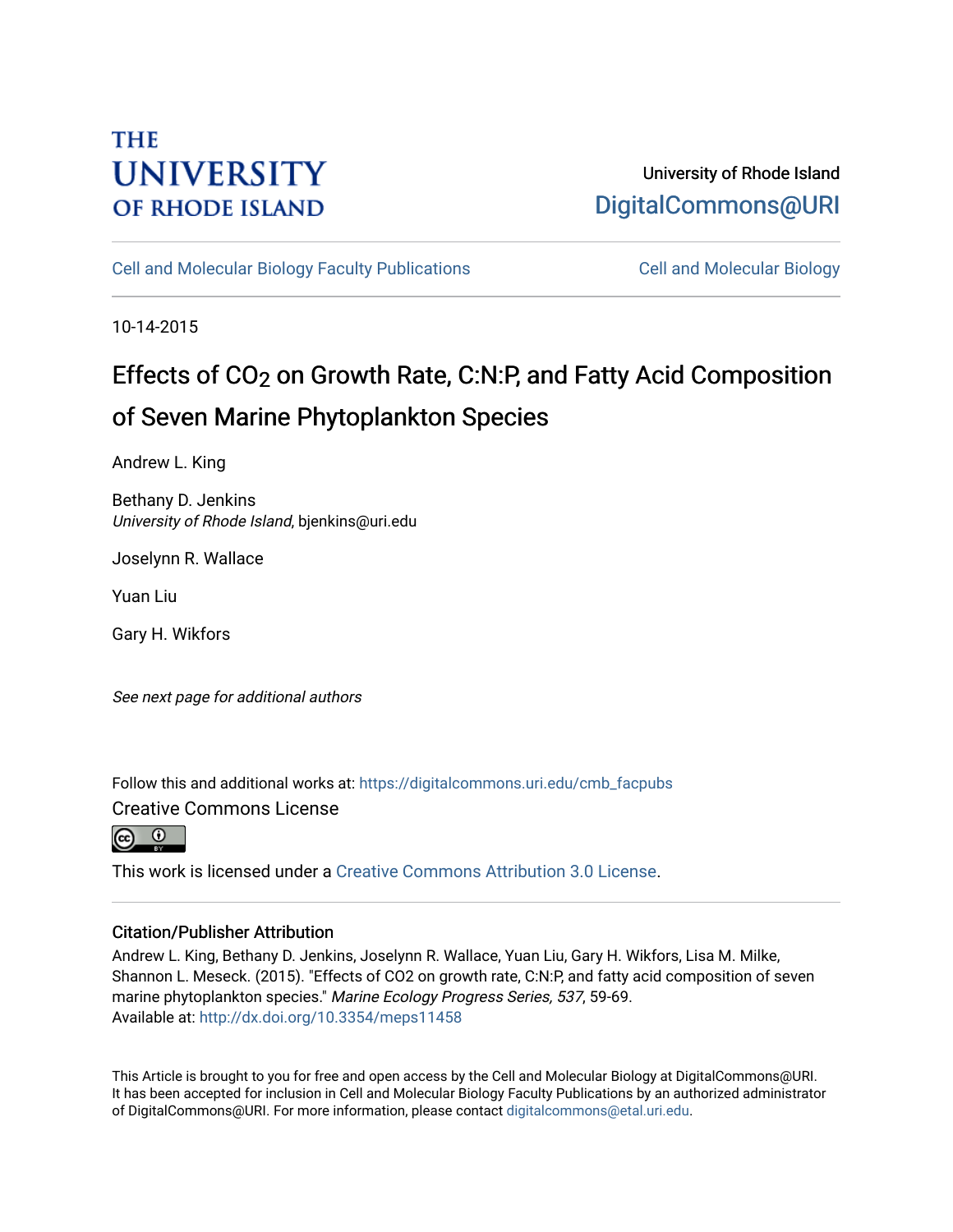THE UNIVERSITY OF RHODE ISLAND

University of Rhode Island
DigitalCommons@URI

Cell and Molecular Biology Faculty Publications | Cell and Molecular Biology

10-14-2015

# Effects of $CO_2$ on Growth Rate, C:N:P, and Fatty Acid Composition of Seven Marine Phytoplankton Species

Andrew L. King

Bethany D. Jenkins
*University of Rhode Island*, bjenkins@uri.edu

Joselynn R. Wallace

Yuan Liu

Gary H. Wikfors

*See next page for additional authors*

Follow this and additional works at: https://digitalcommons.uri.edu/cmb_facpubs

Creative Commons License

This work is licensed under a Creative Commons Attribution 3.0 License.

## Citation/Publisher Attribution

Andrew L. King, Bethany D. Jenkins, Joselynn R. Wallace, Yuan Liu, Gary H. Wikfors, Lisa M. Milke, Shannon L. Meseck. (2015). "Effects of CO2 on growth rate, C:N:P, and fatty acid composition of seven marine phytoplankton species." *Marine Ecology Progress Series, 537*, 59-69.
Available at: http://dx.doi.org/10.3354/meps11458

This Article is brought to you for free and open access by the Cell and Molecular Biology at DigitalCommons@URI. It has been accepted for inclusion in Cell and Molecular Biology Faculty Publications by an authorized administrator of DigitalCommons@URI. For more information, please contact digitalcommons@etal.uri.edu.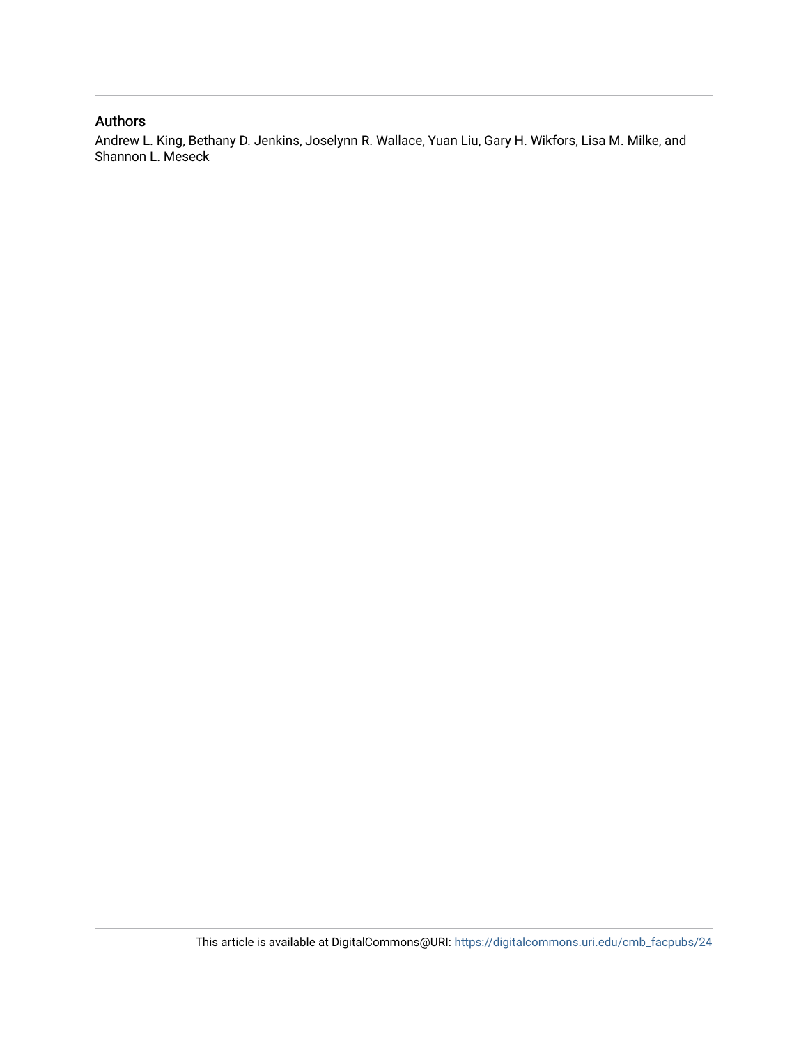## Authors

Andrew L. King, Bethany D. Jenkins, Joselynn R. Wallace, Yuan Liu, Gary H. Wikfors, Lisa M. Milke, and Shannon L. Meseck

This article is available at DigitalCommons@URI: https://digitalcommons.uri.edu/cmb_facpubs/24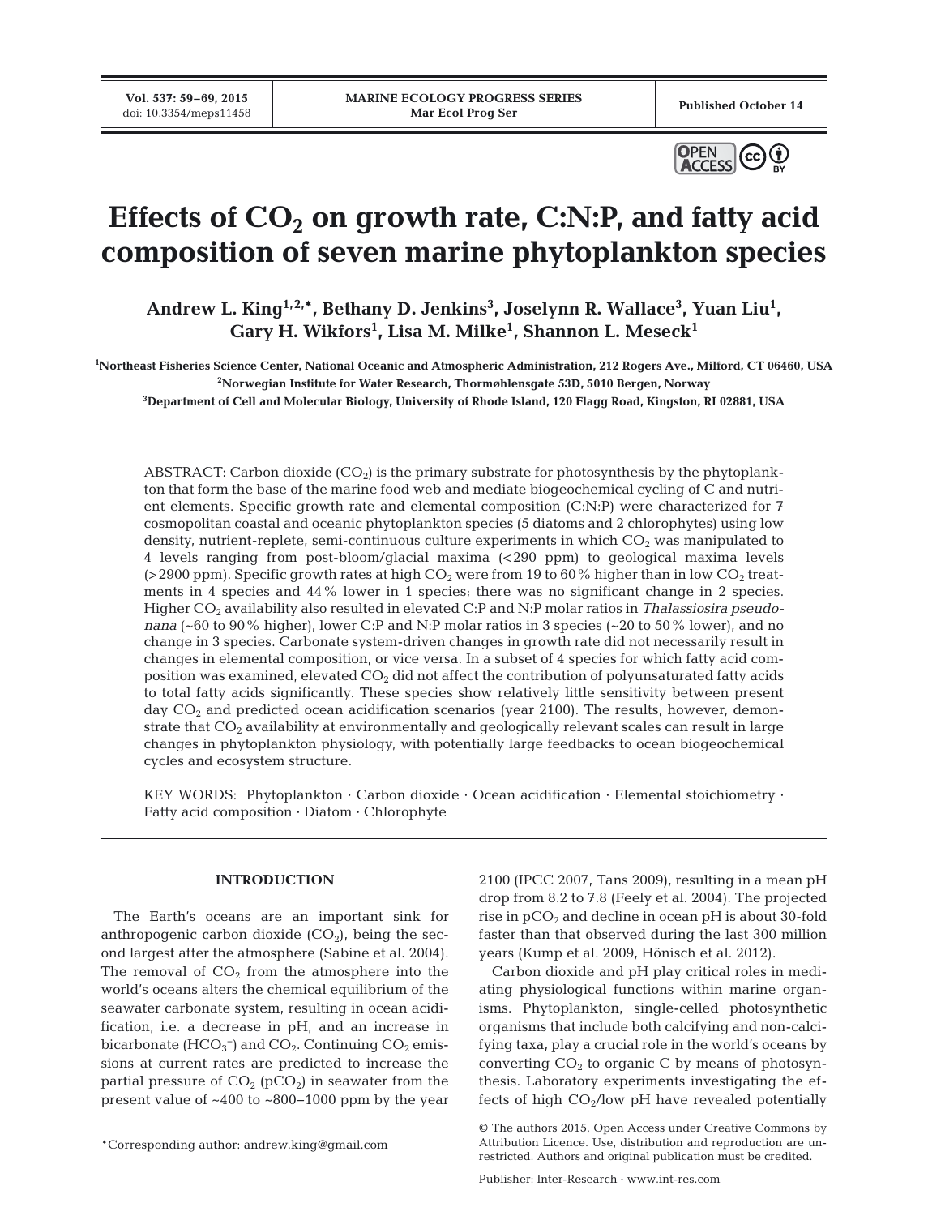# Effects of $CO_2$ on growth rate, C:N:P, and fatty acid composition of seven marine phytoplankton species

**Andrew L. King[1,2,*], Bethany D. Jenkins[3], Joselynn R. Wallace[3], Yuan Liu[1], Gary H. Wikfors[1], Lisa M. Milke[1], Shannon L. Meseck[1]**

[1]Northeast Fisheries Science Center, National Oceanic and Atmospheric Administration, 212 Rogers Ave., Milford, CT 06460, USA
[2]Norwegian Institute for Water Research, Thormøhlensgate 53D, 5010 Bergen, Norway
[3]Department of Cell and Molecular Biology, University of Rhode Island, 120 Flagg Road, Kingston, RI 02881, USA

ABSTRACT: Carbon dioxide ($CO_2$) is the primary substrate for photosynthesis by the phytoplankton that form the base of the marine food web and mediate biogeochemical cycling of C and nutrient elements. Specific growth rate and elemental composition (C:N:P) were characterized for 7 cosmopolitan coastal and oceanic phytoplankton species (5 diatoms and 2 chlorophytes) using low density, nutrient-replete, semi-continuous culture experiments in which $CO_2$ was manipulated to 4 levels ranging from post-bloom/glacial maxima (<290 ppm) to geological maxima levels (>2900 ppm). Specific growth rates at high $CO_2$ were from 19 to 60% higher than in low $CO_2$ treatments in 4 species and 44% lower in 1 species; there was no significant change in 2 species. Higher $CO_2$ availability also resulted in elevated C:P and N:P molar ratios in *Thalassiosira pseudonana* (~60 to 90% higher), lower C:P and N:P molar ratios in 3 species (~20 to 50% lower), and no change in 3 species. Carbonate system-driven changes in growth rate did not necessarily result in changes in elemental composition, or vice versa. In a subset of 4 species for which fatty acid composition was examined, elevated $CO_2$ did not affect the contribution of polyunsaturated fatty acids to total fatty acids significantly. These species show relatively little sensitivity between present day $CO_2$ and predicted ocean acidification scenarios (year 2100). The results, however, demonstrate that $CO_2$ availability at environmentally and geologically relevant scales can result in large changes in phytoplankton physiology, with potentially large feedbacks to ocean biogeochemical cycles and ecosystem structure.

KEY WORDS: Phytoplankton · Carbon dioxide · Ocean acidification · Elemental stoichiometry · Fatty acid composition · Diatom · Chlorophyte

## INTRODUCTION

The Earth's oceans are an important sink for anthropogenic carbon dioxide ($CO_2$), being the second largest after the atmosphere (Sabine et al. 2004). The removal of $CO_2$ from the atmosphere into the world's oceans alters the chemical equilibrium of the seawater carbonate system, resulting in ocean acidification, i.e. a decrease in pH, and an increase in bicarbonate ($HCO_3^-$) and $CO_2$. Continuing $CO_2$ emissions at current rates are predicted to increase the partial pressure of $CO_2$ ($pCO_2$) in seawater from the present value of ~400 to ~800–1000 ppm by the year 2100 (IPCC 2007, Tans 2009), resulting in a mean pH drop from 8.2 to 7.8 (Feely et al. 2004). The projected rise in $pCO_2$ and decline in ocean pH is about 30-fold faster than that observed during the last 300 million years (Kump et al. 2009, Hönisch et al. 2012).

Carbon dioxide and pH play critical roles in mediating physiological functions within marine organisms. Phytoplankton, single-celled photosynthetic organisms that include both calcifying and non-calcifying taxa, play a crucial role in the world's oceans by converting $CO_2$ to organic C by means of photosynthesis. Laboratory experiments investigating the effects of high $CO_2$/low pH have revealed potentially

*Corresponding author: andrew.king@gmail.com

© The authors 2015. Open Access under Creative Commons by Attribution Licence. Use, distribution and reproduction are unrestricted. Authors and original publication must be credited.

Publisher: Inter-Research · www.int-res.com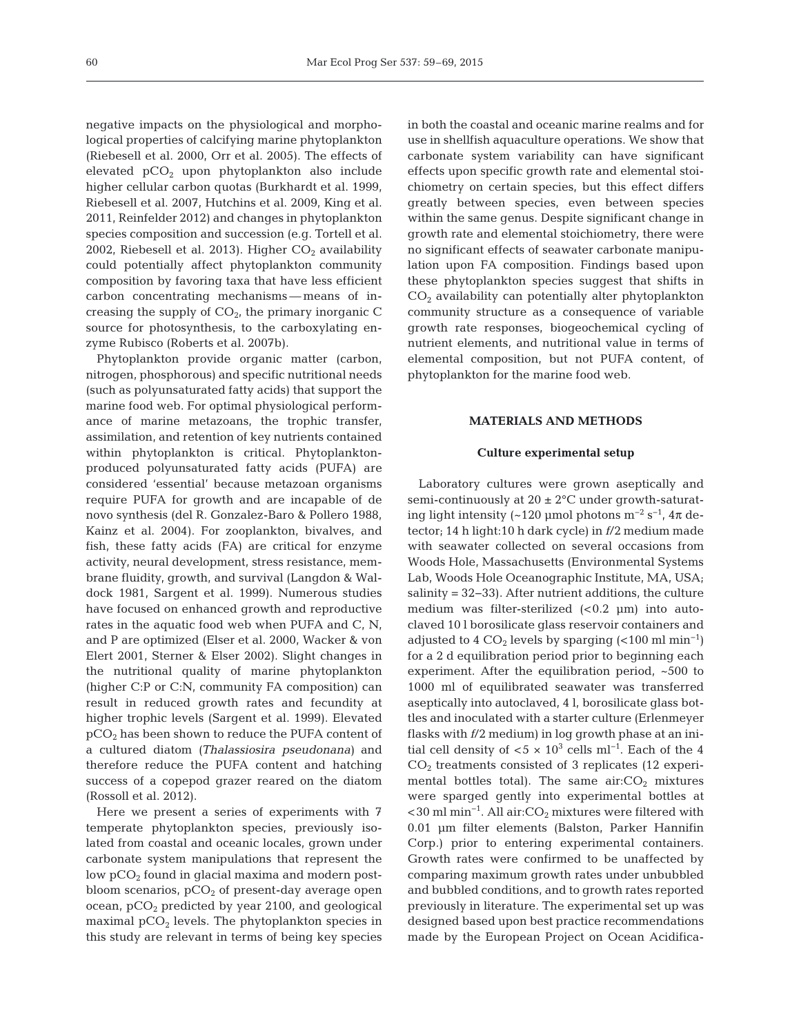negative impacts on the physiological and morphological properties of calcifying marine phytoplankton (Riebesell et al. 2000, Orr et al. 2005). The effects of elevated $pCO_2$ upon phytoplankton also include higher cellular carbon quotas (Burkhardt et al. 1999, Riebesell et al. 2007, Hutchins et al. 2009, King et al. 2011, Reinfelder 2012) and changes in phytoplankton species composition and succession (e.g. Tortell et al. 2002, Riebesell et al. 2013). Higher $CO_2$ availability could potentially affect phytoplankton community composition by favoring taxa that have less efficient carbon concentrating mechanisms — means of increasing the supply of $CO_2$, the primary inorganic C source for photosynthesis, to the carboxylating enzyme Rubisco (Roberts et al. 2007b).

Phytoplankton provide organic matter (carbon, nitrogen, phosphorous) and specific nutritional needs (such as polyunsaturated fatty acids) that support the marine food web. For optimal physiological performance of marine metazoans, the trophic transfer, assimilation, and retention of key nutrients contained within phytoplankton is critical. Phytoplankton-produced polyunsaturated fatty acids (PUFA) are considered 'essential' because metazoan organisms require PUFA for growth and are incapable of de novo synthesis (del R. Gonzalez-Baro & Pollero 1988, Kainz et al. 2004). For zooplankton, bivalves, and fish, these fatty acids (FA) are critical for enzyme activity, neural development, stress resistance, membrane fluidity, growth, and survival (Langdon & Waldock 1981, Sargent et al. 1999). Numerous studies have focused on enhanced growth and reproductive rates in the aquatic food web when PUFA and C, N, and P are optimized (Elser et al. 2000, Wacker & von Elert 2001, Sterner & Elser 2002). Slight changes in the nutritional quality of marine phytoplankton (higher C:P or C:N, community FA composition) can result in reduced growth rates and fecundity at higher trophic levels (Sargent et al. 1999). Elevated $pCO_2$ has been shown to reduce the PUFA content of a cultured diatom (*Thalassiosira pseudonana*) and therefore reduce the PUFA content and hatching success of a copepod grazer reared on the diatom (Rossoll et al. 2012).

Here we present a series of experiments with 7 temperate phytoplankton species, previously isolated from coastal and oceanic locales, grown under carbonate system manipulations that represent the low $pCO_2$ found in glacial maxima and modern post-bloom scenarios, $pCO_2$ of present-day average open ocean, $pCO_2$ predicted by year 2100, and geological maximal $pCO_2$ levels. The phytoplankton species in this study are relevant in terms of being key species in both the coastal and oceanic marine realms and for use in shellfish aquaculture operations. We show that carbonate system variability can have significant effects upon specific growth rate and elemental stoichiometry on certain species, but this effect differs greatly between species, even between species within the same genus. Despite significant change in growth rate and elemental stoichiometry, there were no significant effects of seawater carbonate manipulation upon FA composition. Findings based upon these phytoplankton species suggest that shifts in $CO_2$ availability can potentially alter phytoplankton community structure as a consequence of variable growth rate responses, biogeochemical cycling of nutrient elements, and nutritional value in terms of elemental composition, but not PUFA content, of phytoplankton for the marine food web.

## MATERIALS AND METHODS

### Culture experimental setup

Laboratory cultures were grown aseptically and semi-continuously at 20 ± 2°C under growth-saturating light intensity (~120 µmol photons $m^{-2}$ $s^{-1}$, 4π detector; 14 h light:10 h dark cycle) in *f*/2 medium made with seawater collected on several occasions from Woods Hole, Massachusetts (Environmental Systems Lab, Woods Hole Oceanographic Institute, MA, USA; salinity = 32–33). After nutrient additions, the culture medium was filter-sterilized (<0.2 µm) into autoclaved 10 l borosilicate glass reservoir containers and adjusted to 4 $CO_2$ levels by sparging (<100 ml $min^{-1}$) for a 2 d equilibration period prior to beginning each experiment. After the equilibration period, ~500 to 1000 ml of equilibrated seawater was transferred aseptically into autoclaved, 4 l, borosilicate glass bottles and inoculated with a starter culture (Erlenmeyer flasks with *f*/2 medium) in log growth phase at an initial cell density of $<5 \times 10^3$ cells $ml^{-1}$. Each of the 4 $CO_2$ treatments consisted of 3 replicates (12 experimental bottles total). The same air:$CO_2$ mixtures were sparged gently into experimental bottles at <30 ml $min^{-1}$. All air:$CO_2$ mixtures were filtered with 0.01 µm filter elements (Balston, Parker Hannifin Corp.) prior to entering experimental containers. Growth rates were confirmed to be unaffected by comparing maximum growth rates under unbubbled and bubbled conditions, and to growth rates reported previously in literature. The experimental set up was designed based upon best practice recommendations made by the European Project on Ocean Acidifica-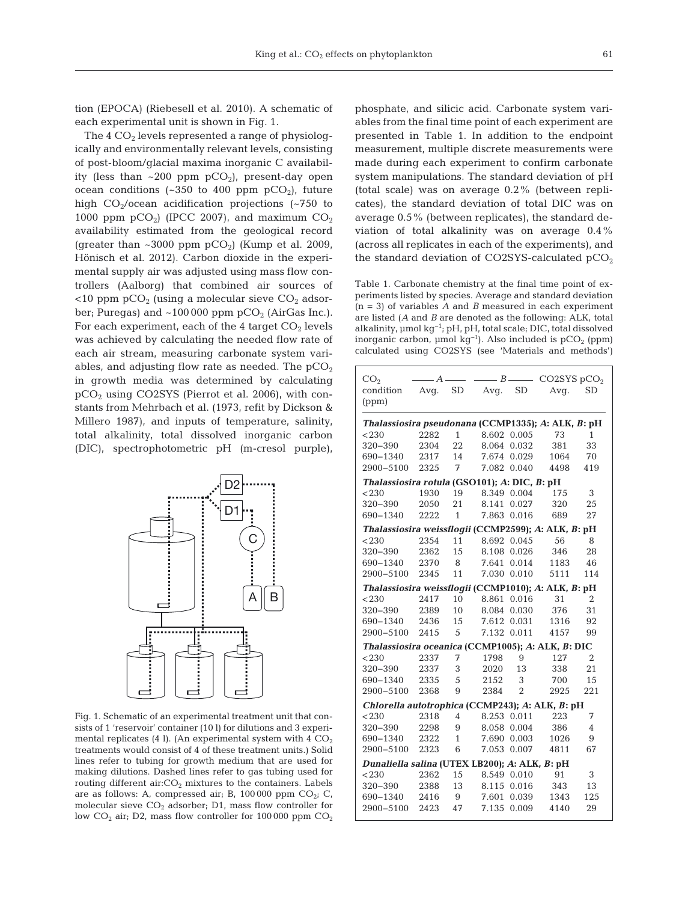tion (EPOCA) (Riebesell et al. 2010). A schematic of each experimental unit is shown in Fig. 1.

The 4 $CO_2$ levels represented a range of physiologically and environmentally relevant levels, consisting of post-bloom/glacial maxima inorganic C availability (less than ~200 ppm $pCO_2$), present-day open ocean conditions (~350 to 400 ppm $pCO_2$), future high $CO_2$/ocean acidification projections (~750 to 1000 ppm $pCO_2$) (IPCC 2007), and maximum $CO_2$ availability estimated from the geological record (greater than ~3000 ppm $pCO_2$) (Kump et al. 2009, Hönisch et al. 2012). Carbon dioxide in the experimental supply air was adjusted using mass flow controllers (Aalborg) that combined air sources of <10 ppm $pCO_2$ (using a molecular sieve $CO_2$ adsorber; Puregas) and ~100 000 ppm $pCO_2$ (AirGas Inc.). For each experiment, each of the 4 target $CO_2$ levels was achieved by calculating the needed flow rate of each air stream, measuring carbonate system variables, and adjusting flow rate as needed. The $pCO_2$ in growth media was determined by calculating $pCO_2$ using CO2SYS (Pierrot et al. 2006), with constants from Mehrbach et al. (1973, refit by Dickson & Millero 1987), and inputs of temperature, salinity, total alkalinity, total dissolved inorganic carbon (DIC), spectrophotometric pH (m-cresol purple),

Fig. 1. Schematic of an experimental treatment unit that consists of 1 'reservoir' container (10 l) for dilutions and 3 experimental replicates (4 l). (An experimental system with 4 $CO_2$ treatments would consist of 4 of these treatment units.) Solid lines refer to tubing for growth medium that are used for making dilutions. Dashed lines refer to gas tubing used for routing different air:$CO_2$ mixtures to the containers. Labels are as follows: A, compressed air; B, 100 000 ppm $CO_2$; C, molecular sieve $CO_2$ adsorber; D1, mass flow controller for low $CO_2$ air; D2, mass flow controller for 100 000 ppm $CO_2$

phosphate, and silicic acid. Carbonate system variables from the final time point of each experiment are presented in Table 1. In addition to the endpoint measurement, multiple discrete measurements were made during each experiment to confirm carbonate system manipulations. The standard deviation of pH (total scale) was on average 0.2% (between replicates), the standard deviation of total DIC was on average 0.5% (between replicates), the standard deviation of total alkalinity was on average 0.4% (across all replicates in each of the experiments), and the standard deviation of CO2SYS-calculated $pCO_2$

Table 1. Carbonate chemistry at the final time point of experiments listed by species. Average and standard deviation (n = 3) of variables *A* and *B* measured in each experiment are listed (*A* and *B* are denoted as the following: ALK, total alkalinity, µmol $kg^{-1}$; pH, pH, total scale; DIC, total dissolved inorganic carbon, µmol $kg^{-1}$). Also included is $pCO_2$ (ppm) calculated using CO2SYS (see 'Materials and methods')

| $CO_2$ condition (ppm) | *A* | | *B* | | CO2SYS $pCO_2$ | |
|---|---|---|---|---|---|---|
| | Avg. | SD | Avg. | SD | Avg. | SD |
| ***Thalassiosira pseudonana* (CCMP1335); *A*: ALK, *B*: pH** | | | | | | |
| <230 | 2282 | 1 | 8.602 | 0.005 | 73 | 1 |
| 320–390 | 2304 | 22 | 8.064 | 0.032 | 381 | 33 |
| 690–1340 | 2317 | 14 | 7.674 | 0.029 | 1064 | 70 |
| 2900–5100 | 2325 | 7 | 7.082 | 0.040 | 4498 | 419 |
| ***Thalassiosira rotula* (GSO101); *A*: DIC, *B*: pH** | | | | | | |
| <230 | 1930 | 19 | 8.349 | 0.004 | 175 | 3 |
| 320–390 | 2050 | 21 | 8.141 | 0.027 | 320 | 25 |
| 690–1340 | 2222 | 1 | 7.863 | 0.016 | 689 | 27 |
| ***Thalassiosira weissflogii* (CCMP2599); *A*: ALK, *B*: pH** | | | | | | |
| <230 | 2354 | 11 | 8.692 | 0.045 | 56 | 8 |
| 320–390 | 2362 | 15 | 8.108 | 0.026 | 346 | 28 |
| 690–1340 | 2370 | 8 | 7.641 | 0.014 | 1183 | 46 |
| 2900–5100 | 2345 | 11 | 7.030 | 0.010 | 5111 | 114 |
| ***Thalassiosira weissflogii* (CCMP1010); *A*: ALK, *B*: pH** | | | | | | |
| <230 | 2417 | 10 | 8.861 | 0.016 | 31 | 2 |
| 320–390 | 2389 | 10 | 8.084 | 0.030 | 376 | 31 |
| 690–1340 | 2436 | 15 | 7.612 | 0.031 | 1316 | 92 |
| 2900–5100 | 2415 | 5 | 7.132 | 0.011 | 4157 | 99 |
| ***Thalassiosira oceanica* (CCMP1005); *A*: ALK, *B*: DIC** | | | | | | |
| <230 | 2337 | 7 | 1798 | 9 | 127 | 2 |
| 320–390 | 2337 | 3 | 2020 | 13 | 338 | 21 |
| 690–1340 | 2335 | 5 | 2152 | 3 | 700 | 15 |
| 2900–5100 | 2368 | 9 | 2384 | 2 | 2925 | 221 |
| ***Chlorella autotrophica* (CCMP243); *A*: ALK, *B*: pH** | | | | | | |
| <230 | 2318 | 4 | 8.253 | 0.011 | 223 | 7 |
| 320–390 | 2298 | 9 | 8.058 | 0.004 | 386 | 4 |
| 690–1340 | 2322 | 1 | 7.690 | 0.003 | 1026 | 9 |
| 2900–5100 | 2323 | 6 | 7.053 | 0.007 | 4811 | 67 |
| ***Dunaliella salina* (UTEX LB200); *A*: ALK, *B*: pH** | | | | | | |
| <230 | 2362 | 15 | 8.549 | 0.010 | 91 | 3 |
| 320–390 | 2388 | 13 | 8.115 | 0.016 | 343 | 13 |
| 690–1340 | 2416 | 9 | 7.601 | 0.039 | 1343 | 125 |
| 2900–5100 | 2423 | 47 | 7.135 | 0.009 | 4140 | 29 |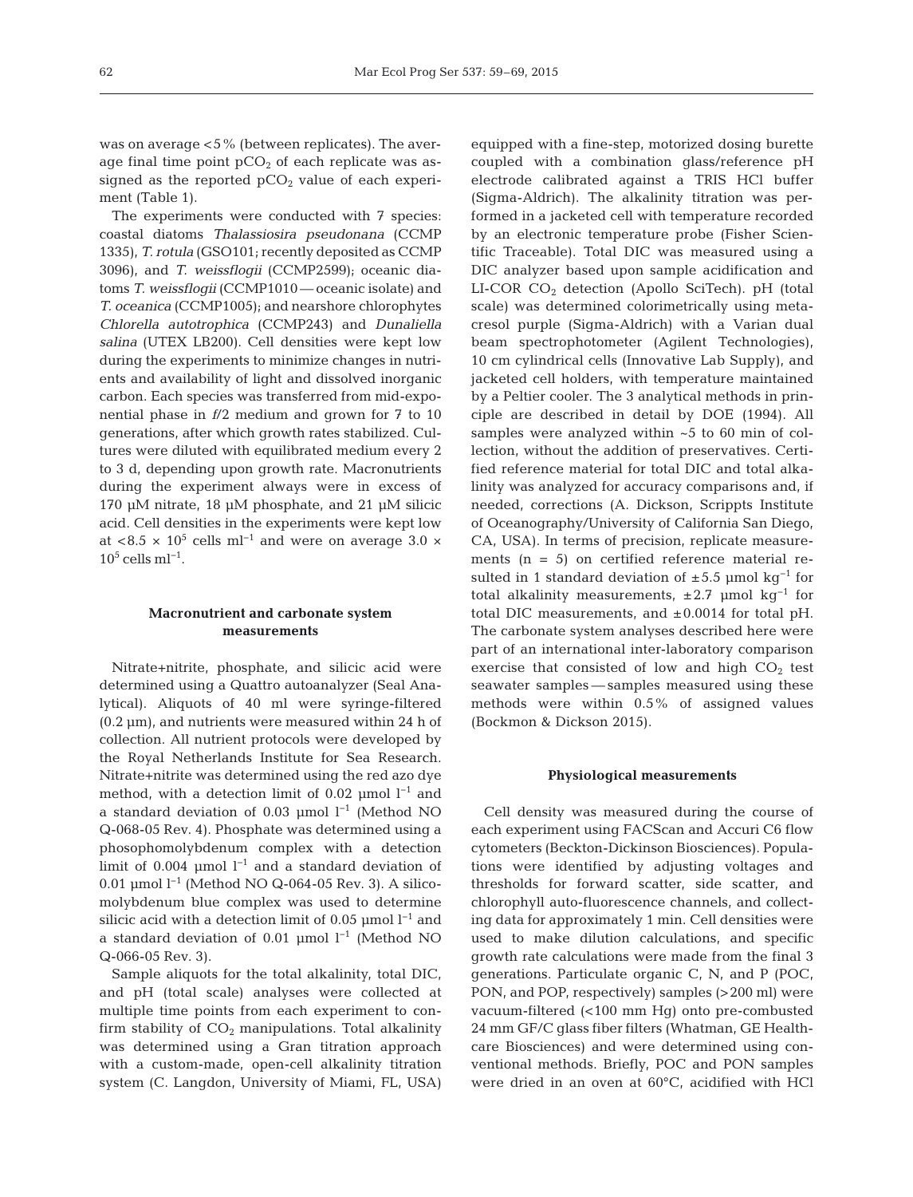was on average <5% (between replicates). The average final time point $pCO_2$ of each replicate was assigned as the reported $pCO_2$ value of each experiment (Table 1).

The experiments were conducted with 7 species: coastal diatoms *Thalassiosira pseudonana* (CCMP 1335), *T. rotula* (GSO101; recently deposited as CCMP 3096), and *T. weissflogii* (CCMP2599); oceanic diatoms *T. weissflogii* (CCMP1010 — oceanic isolate) and *T. oceanica* (CCMP1005); and nearshore chlorophytes *Chlorella autotrophica* (CCMP243) and *Dunaliella salina* (UTEX LB200). Cell densities were kept low during the experiments to minimize changes in nutrients and availability of light and dissolved inorganic carbon. Each species was transferred from mid-exponential phase in *f*/2 medium and grown for 7 to 10 generations, after which growth rates stabilized. Cultures were diluted with equilibrated medium every 2 to 3 d, depending upon growth rate. Macronutrients during the experiment always were in excess of 170 µM nitrate, 18 µM phosphate, and 21 µM silicic acid. Cell densities in the experiments were kept low at $<8.5 \times 10^5$ cells $ml^{-1}$ and were on average $3.0 \times 10^5$ cells $ml^{-1}$.

## Macronutrient and carbonate system measurements

Nitrate+nitrite, phosphate, and silicic acid were determined using a Quattro autoanalyzer (Seal Analytical). Aliquots of 40 ml were syringe-filtered (0.2 µm), and nutrients were measured within 24 h of collection. All nutrient protocols were developed by the Royal Netherlands Institute for Sea Research. Nitrate+nitrite was determined using the red azo dye method, with a detection limit of 0.02 µmol $l^{-1}$ and a standard deviation of 0.03 µmol $l^{-1}$ (Method NO Q-068-05 Rev. 4). Phosphate was determined using a phosophomolybdenum complex with a detection limit of 0.004 µmol $l^{-1}$ and a standard deviation of 0.01 µmol $l^{-1}$ (Method NO Q-064-05 Rev. 3). A silicomolybdenum blue complex was used to determine silicic acid with a detection limit of 0.05 µmol $l^{-1}$ and a standard deviation of 0.01 µmol $l^{-1}$ (Method NO Q-066-05 Rev. 3).

Sample aliquots for the total alkalinity, total DIC, and pH (total scale) analyses were collected at multiple time points from each experiment to confirm stability of $CO_2$ manipulations. Total alkalinity was determined using a Gran titration approach with a custom-made, open-cell alkalinity titration system (C. Langdon, University of Miami, FL, USA) equipped with a fine-step, motorized dosing burette coupled with a combination glass/reference pH electrode calibrated against a TRIS HCl buffer (Sigma-Aldrich). The alkalinity titration was performed in a jacketed cell with temperature recorded by an electronic temperature probe (Fisher Scientific Traceable). Total DIC was measured using a DIC analyzer based upon sample acidification and LI-COR $CO_2$ detection (Apollo SciTech). pH (total scale) was determined colorimetrically using metacresol purple (Sigma-Aldrich) with a Varian dual beam spectrophotometer (Agilent Technologies), 10 cm cylindrical cells (Innovative Lab Supply), and jacketed cell holders, with temperature maintained by a Peltier cooler. The 3 analytical methods in principle are described in detail by DOE (1994). All samples were analyzed within ~5 to 60 min of collection, without the addition of preservatives. Certified reference material for total DIC and total alkalinity was analyzed for accuracy comparisons and, if needed, corrections (A. Dickson, Scrippts Institute of Oceanography/University of California San Diego, CA, USA). In terms of precision, replicate measurements (n = 5) on certified reference material resulted in 1 standard deviation of ±5.5 µmol $kg^{-1}$ for total alkalinity measurements, ±2.7 µmol $kg^{-1}$ for total DIC measurements, and ±0.0014 for total pH. The carbonate system analyses described here were part of an international inter-laboratory comparison exercise that consisted of low and high $CO_2$ test seawater samples — samples measured using these methods were within 0.5% of assigned values (Bockmon & Dickson 2015).

## Physiological measurements

Cell density was measured during the course of each experiment using FACScan and Accuri C6 flow cytometers (Beckton-Dickinson Biosciences). Populations were identified by adjusting voltages and thresholds for forward scatter, side scatter, and chlorophyll auto-fluorescence channels, and collecting data for approximately 1 min. Cell densities were used to make dilution calculations, and specific growth rate calculations were made from the final 3 generations. Particulate organic C, N, and P (POC, PON, and POP, respectively) samples (>200 ml) were vacuum-filtered (<100 mm Hg) onto pre-combusted 24 mm GF/C glass fiber filters (Whatman, GE Healthcare Biosciences) and were determined using conventional methods. Briefly, POC and PON samples were dried in an oven at 60°C, acidified with HCl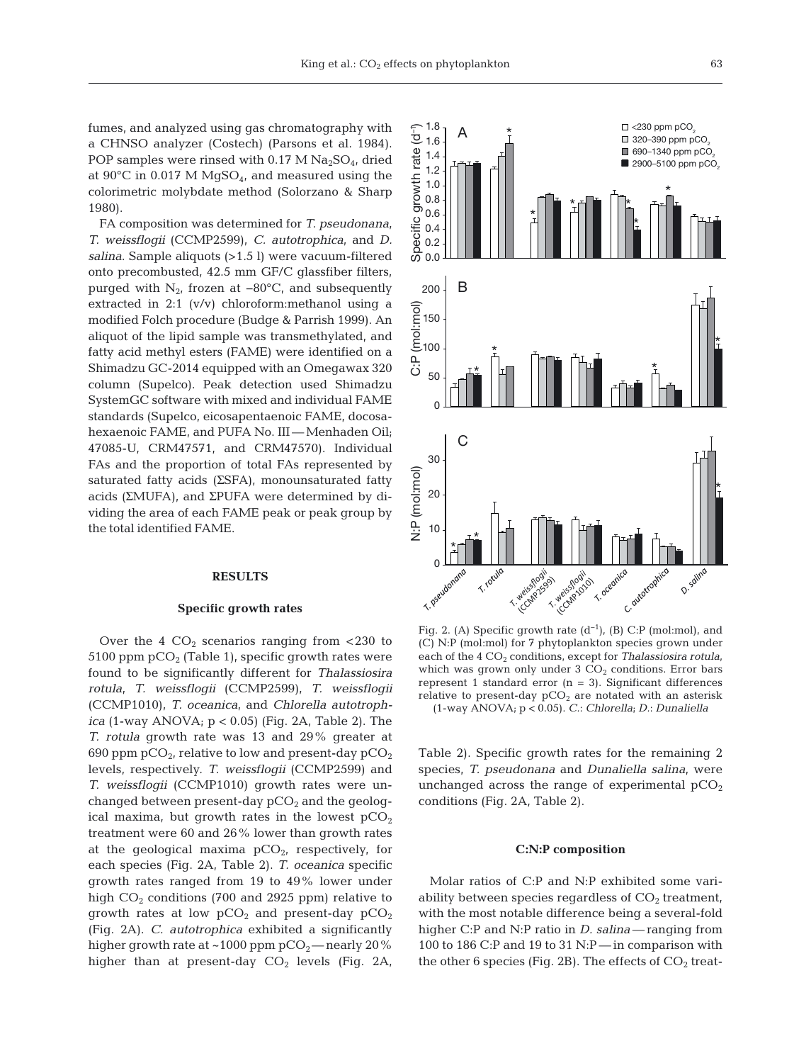fumes, and analyzed using gas chromatography with a CHNSO analyzer (Costech) (Parsons et al. 1984). POP samples were rinsed with 0.17 M $Na_2SO_4$, dried at 90°C in 0.017 M $MgSO_4$, and measured using the colorimetric molybdate method (Solorzano & Sharp 1980).

FA composition was determined for *T. pseudonana*, *T. weissflogii* (CCMP2599), *C. autotrophica*, and *D. salina*. Sample aliquots (>1.5 l) were vacuum-filtered onto precombusted, 42.5 mm GF/C glassfiber filters, purged with $N_2$, frozen at −80°C, and subsequently extracted in 2:1 (v/v) chloroform:methanol using a modified Folch procedure (Budge & Parrish 1999). An aliquot of the lipid sample was transmethylated, and fatty acid methyl esters (FAME) were identified on a Shimadzu GC-2014 equipped with an Omegawax 320 column (Supelco). Peak detection used Shimadzu SystemGC software with mixed and individual FAME standards (Supelco, eicosapentaenoic FAME, docosahexaenoic FAME, and PUFA No. III — Menhaden Oil; 47085-U, CRM47571, and CRM47570). Individual FAs and the proportion of total FAs represented by saturated fatty acids (ΣSFA), monounsaturated fatty acids (ΣMUFA), and ΣPUFA were determined by dividing the area of each FAME peak or peak group by the total identified FAME.

## RESULTS

### Specific growth rates

Over the 4 $CO_2$ scenarios ranging from <230 to 5100 ppm $pCO_2$ (Table 1), specific growth rates were found to be significantly different for *Thalassiosira rotula*, *T. weissflogii* (CCMP2599), *T. weissflogii* (CCMP1010), *T. oceanica*, and *Chlorella autotrophica* (1-way ANOVA; $p < 0.05$) (Fig. 2A, Table 2). The *T. rotula* growth rate was 13 and 29% greater at 690 ppm $pCO_2$, relative to low and present-day $pCO_2$ levels, respectively. *T. weissflogii* (CCMP2599) and *T. weissflogii* (CCMP1010) growth rates were unchanged between present-day $pCO_2$ and the geological maxima, but growth rates in the lowest $pCO_2$ treatment were 60 and 26% lower than growth rates at the geological maxima $pCO_2$, respectively, for each species (Fig. 2A, Table 2). *T. oceanica* specific growth rates ranged from 19 to 49% lower under high $CO_2$ conditions (700 and 2925 ppm) relative to growth rates at low $pCO_2$ and present-day $pCO_2$ (Fig. 2A). *C. autotrophica* exhibited a significantly higher growth rate at ~1000 ppm $pCO_2$ — nearly 20% higher than at present-day $CO_2$ levels (Fig. 2A, Table 2). Specific growth rates for the remaining 2 species, *T. pseudonana* and *Dunaliella salina*, were unchanged across the range of experimental $pCO_2$ conditions (Fig. 2A, Table 2).

Fig. 2. (A) Specific growth rate ($d^{-1}$), (B) C:P (mol:mol), and (C) N:P (mol:mol) for 7 phytoplankton species grown under each of the 4 $CO_2$ conditions, except for *Thalassiosira rotula*, which was grown only under 3 $CO_2$ conditions. Error bars represent 1 standard error (n = 3). Significant differences relative to present-day $pCO_2$ are notated with an asterisk (1-way ANOVA; $p < 0.05$). *C.*: *Chlorella*; *D.*: *Dunaliella*

### C:N:P composition

Molar ratios of C:P and N:P exhibited some variability between species regardless of $CO_2$ treatment, with the most notable difference being a several-fold higher C:P and N:P ratio in *D. salina* — ranging from 100 to 186 C:P and 19 to 31 N:P — in comparison with the other 6 species (Fig. 2B). The effects of $CO_2$ treat-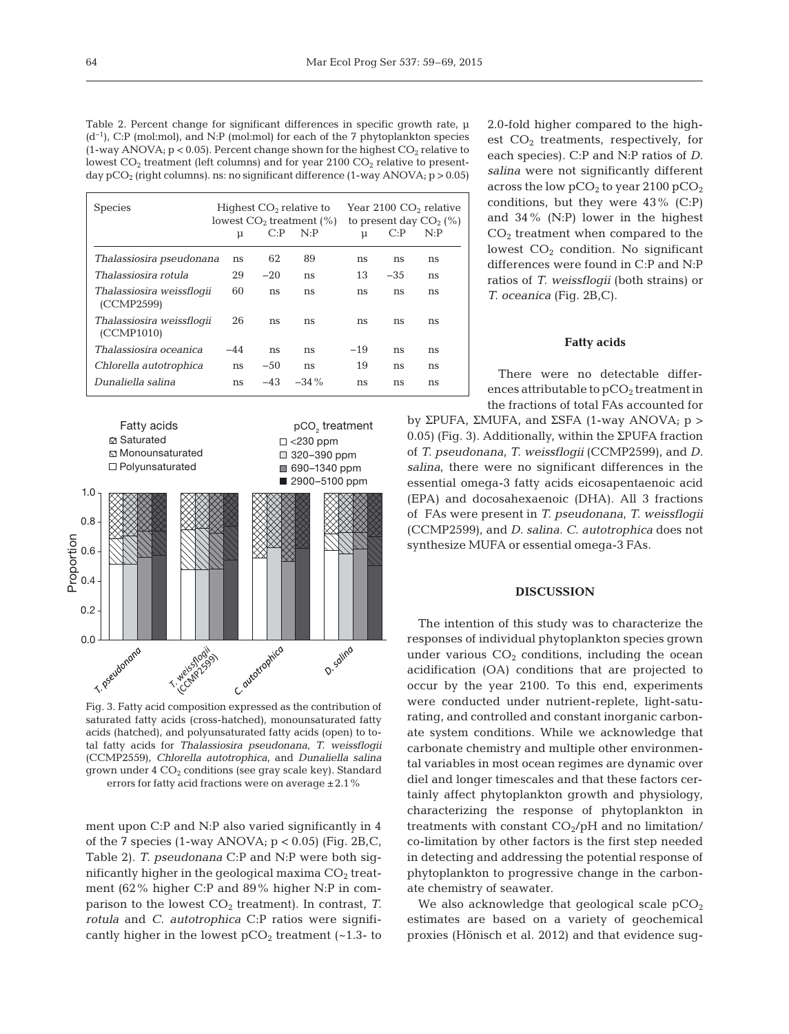Table 2. Percent change for significant differences in specific growth rate, μ ($d^{-1}$), C:P (mol:mol), and N:P (mol:mol) for each of the 7 phytoplankton species (1-way ANOVA; $p < 0.05$). Percent change shown for the highest $CO_2$ relative to lowest $CO_2$ treatment (left columns) and for year 2100 $CO_2$ relative to present-day $pCO_2$ (right columns). ns: no significant difference (1-way ANOVA; $p > 0.05$)

| Species | Highest $CO_2$ relative to lowest $CO_2$ treatment (%) | | | Year 2100 $CO_2$ relative to present day $CO_2$ (%) | | |
|---|---|---|---|---|---|---|
| | μ | C:P | N:P | μ | C:P | N:P |
| *Thalassiosira pseudonana* | ns | 62 | 89 | ns | ns | ns |
| *Thalassiosira rotula* | 29 | −20 | ns | 13 | −35 | ns |
| *Thalassiosira weissflogii* (CCMP2599) | 60 | ns | ns | ns | ns | ns |
| *Thalassiosira weissflogii* (CCMP1010) | 26 | ns | ns | ns | ns | ns |
| *Thalassiosira oceanica* | −44 | ns | ns | −19 | ns | ns |
| *Chlorella autotrophica* | ns | −50 | ns | 19 | ns | ns |
| *Dunaliella salina* | ns | −43 | −34% | ns | ns | ns |

Fig. 3. Fatty acid composition expressed as the contribution of saturated fatty acids (cross-hatched), monounsaturated fatty acids (hatched), and polyunsaturated fatty acids (open) to total fatty acids for *Thalassiosira pseudonana*, *T. weissflogii* (CCMP2559), *Chlorella autotrophica*, and *Dunaliella salina* grown under 4 $CO_2$ conditions (see gray scale key). Standard errors for fatty acid fractions were on average ±2.1%

ment upon C:P and N:P also varied significantly in 4 of the 7 species (1-way ANOVA; $p < 0.05$) (Fig. 2B,C, Table 2). *T. pseudonana* C:P and N:P were both significantly higher in the geological maxima $CO_2$ treatment (62% higher C:P and 89% higher N:P in comparison to the lowest $CO_2$ treatment). In contrast, *T. rotula* and *C. autotrophica* C:P ratios were significantly higher in the lowest $pCO_2$ treatment (~1.3- to 2.0-fold higher compared to the highest $CO_2$ treatments, respectively, for each species). C:P and N:P ratios of *D. salina* were not significantly different across the low $pCO_2$ to year 2100 $pCO_2$ conditions, but they were 43% (C:P) and 34% (N:P) lower in the highest $CO_2$ treatment when compared to the lowest $CO_2$ condition. No significant differences were found in C:P and N:P ratios of *T. weissflogii* (both strains) or *T. oceanica* (Fig. 2B,C).

### Fatty acids

There were no detectable differences attributable to $pCO_2$ treatment in the fractions of total FAs accounted for by ΣPUFA, ΣMUFA, and ΣSFA (1-way ANOVA; $p > 0.05$) (Fig. 3). Additionally, within the ΣPUFA fraction of *T. pseudonana*, *T. weissflogii* (CCMP2599), and *D. salina*, there were no significant differences in the essential omega-3 fatty acids eicosapentaenoic acid (EPA) and docosahexaenoic (DHA). All 3 fractions of FAs were present in *T. pseudonana*, *T. weissflogii* (CCMP2599), and *D. salina*. *C. autotrophica* does not synthesize MUFA or essential omega-3 FAs.

## DISCUSSION

The intention of this study was to characterize the responses of individual phytoplankton species grown under various $CO_2$ conditions, including the ocean acidification (OA) conditions that are projected to occur by the year 2100. To this end, experiments were conducted under nutrient-replete, light-saturating, and controlled and constant inorganic carbonate system conditions. While we acknowledge that carbonate chemistry and multiple other environmental variables in most ocean regimes are dynamic over diel and longer timescales and that these factors certainly affect phytoplankton growth and physiology, characterizing the response of phytoplankton in treatments with constant $CO_2$/pH and no limitation/co-limitation by other factors is the first step needed in detecting and addressing the potential response of phytoplankton to progressive change in the carbonate chemistry of seawater.

We also acknowledge that geological scale $pCO_2$ estimates are based on a variety of geochemical proxies (Hönisch et al. 2012) and that evidence sug-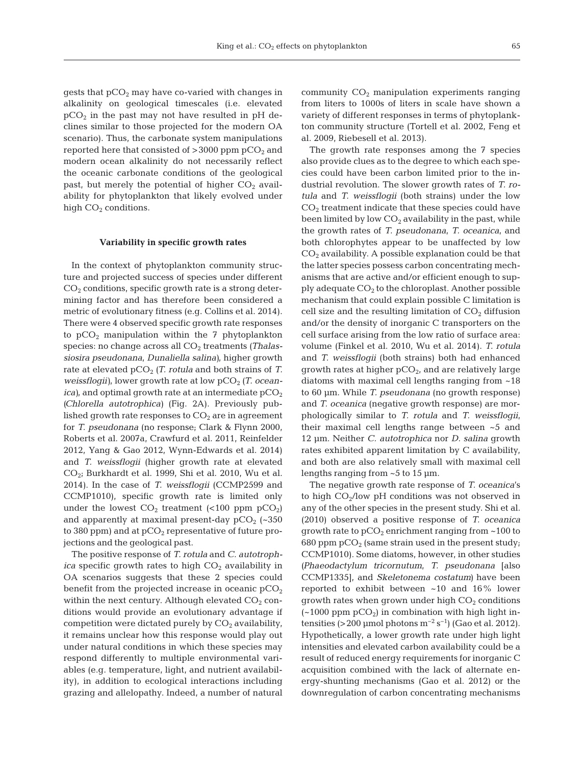gests that $pCO_2$ may have co-varied with changes in alkalinity on geological timescales (i.e. elevated $pCO_2$ in the past may not have resulted in pH declines similar to those projected for the modern OA scenario). Thus, the carbonate system manipulations reported here that consisted of >3000 ppm $pCO_2$ and modern ocean alkalinity do not necessarily reflect the oceanic carbonate conditions of the geological past, but merely the potential of higher $CO_2$ availability for phytoplankton that likely evolved under high $CO_2$ conditions.

### Variability in specific growth rates

In the context of phytoplankton community structure and projected success of species under different $CO_2$ conditions, specific growth rate is a strong determining factor and has therefore been considered a metric of evolutionary fitness (e.g. Collins et al. 2014). There were 4 observed specific growth rate responses to $pCO_2$ manipulation within the 7 phytoplankton species: no change across all $CO_2$ treatments (*Thalassiosira pseudonana*, *Dunaliella salina*), higher growth rate at elevated $pCO_2$ (*T. rotula* and both strains of *T. weissflogii*), lower growth rate at low $pCO_2$ (*T. oceanica*), and optimal growth rate at an intermediate $pCO_2$ (*Chlorella autotrophica*) (Fig. 2A). Previously published growth rate responses to $CO_2$ are in agreement for *T. pseudonana* (no response; Clark & Flynn 2000, Roberts et al. 2007a, Crawfurd et al. 2011, Reinfelder 2012, Yang & Gao 2012, Wynn-Edwards et al. 2014) and *T. weissflogii* (higher growth rate at elevated $CO_2$; Burkhardt et al. 1999, Shi et al. 2010, Wu et al. 2014). In the case of *T. weissflogii* (CCMP2599 and CCMP1010), specific growth rate is limited only under the lowest $CO_2$ treatment (<100 ppm $pCO_2$) and apparently at maximal present-day $pCO_2$ (~350 to 380 ppm) and at $pCO_2$ representative of future projections and the geological past.

The positive response of *T. rotula* and *C. autotrophica* specific growth rates to high $CO_2$ availability in OA scenarios suggests that these 2 species could benefit from the projected increase in oceanic $pCO_2$ within the next century. Although elevated $CO_2$ conditions would provide an evolutionary advantage if competition were dictated purely by $CO_2$ availability, it remains unclear how this response would play out under natural conditions in which these species may respond differently to multiple environmental variables (e.g. temperature, light, and nutrient availability), in addition to ecological interactions including grazing and allelopathy. Indeed, a number of natural community $CO_2$ manipulation experiments ranging from liters to 1000s of liters in scale have shown a variety of different responses in terms of phytoplankton community structure (Tortell et al. 2002, Feng et al. 2009, Riebesell et al. 2013).

The growth rate responses among the 7 species also provide clues as to the degree to which each species could have been carbon limited prior to the industrial revolution. The slower growth rates of *T. rotula* and *T. weissflogii* (both strains) under the low $CO_2$ treatment indicate that these species could have been limited by low $CO_2$ availability in the past, while the growth rates of *T. pseudonana*, *T. oceanica*, and both chlorophytes appear to be unaffected by low $CO_2$ availability. A possible explanation could be that the latter species possess carbon concentrating mechanisms that are active and/or efficient enough to supply adequate $CO_2$ to the chloroplast. Another possible mechanism that could explain possible C limitation is cell size and the resulting limitation of $CO_2$ diffusion and/or the density of inorganic C transporters on the cell surface arising from the low ratio of surface area: volume (Finkel et al. 2010, Wu et al. 2014). *T. rotula* and *T. weissflogii* (both strains) both had enhanced growth rates at higher $pCO_2$, and are relatively large diatoms with maximal cell lengths ranging from ~18 to 60 µm. While *T. pseudonana* (no growth response) and *T. oceanica* (negative growth response) are morphologically similar to *T. rotula* and *T. weissflogii*, their maximal cell lengths range between ~5 and 12 µm. Neither *C. autotrophica* nor *D. salina* growth rates exhibited apparent limitation by C availability, and both are also relatively small with maximal cell lengths ranging from ~5 to 15 µm.

The negative growth rate response of *T. oceanica*'s to high $CO_2$/low pH conditions was not observed in any of the other species in the present study. Shi et al. (2010) observed a positive response of *T. oceanica* growth rate to $pCO_2$ enrichment ranging from ~100 to 680 ppm $pCO_2$ (same strain used in the present study; CCMP1010). Some diatoms, however, in other studies (*Phaeodactylum tricornutum*, *T. pseudonana* [also CCMP1335], and *Skeletonema costatum*) have been reported to exhibit between ~10 and 16% lower growth rates when grown under high $CO_2$ conditions (~1000 ppm $pCO_2$) in combination with high light intensities (>200 µmol photons $m^{-2}$ $s^{-1}$) (Gao et al. 2012). Hypothetically, a lower growth rate under high light intensities and elevated carbon availability could be a result of reduced energy requirements for inorganic C acquisition combined with the lack of alternate energy-shunting mechanisms (Gao et al. 2012) or the downregulation of carbon concentrating mechanisms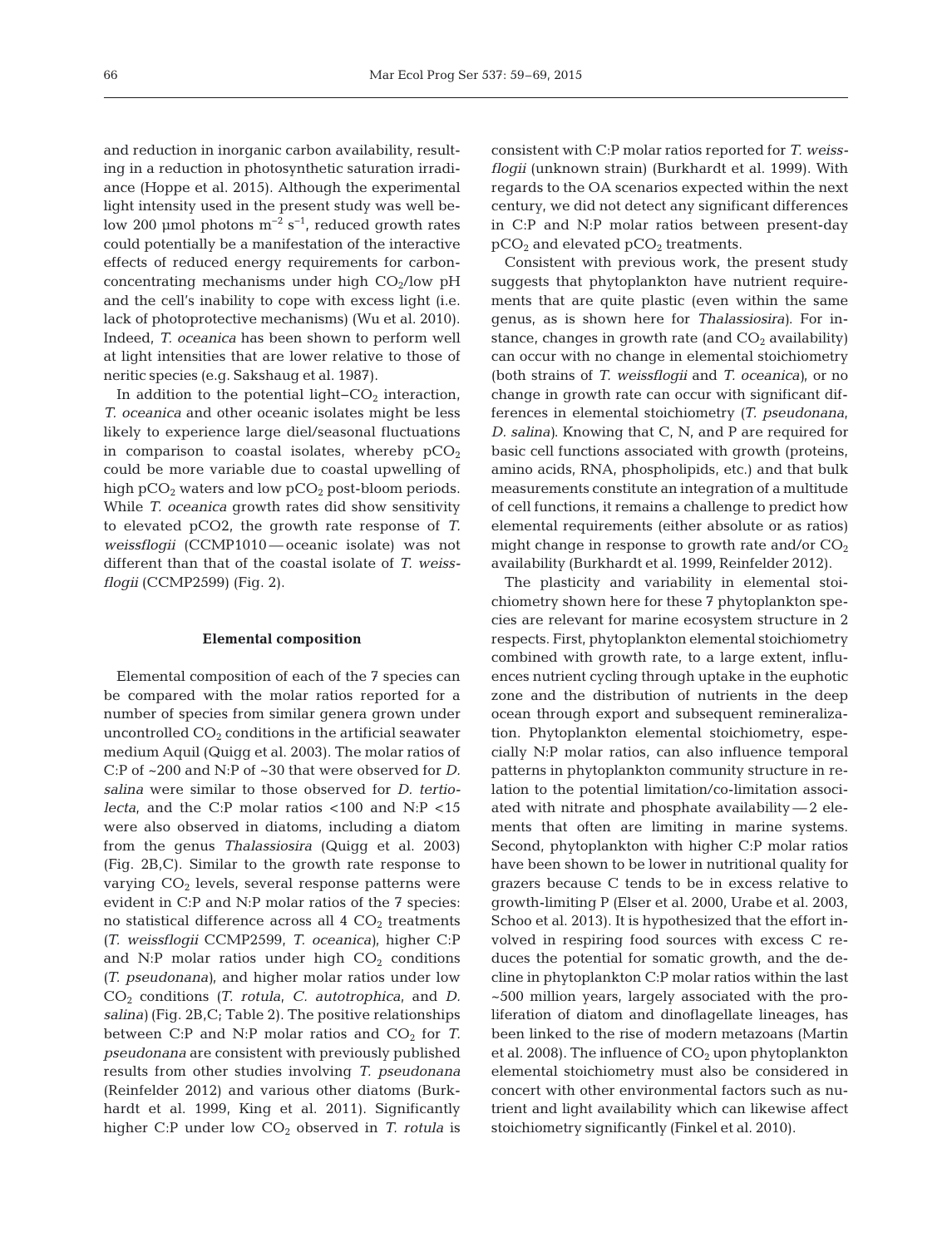and reduction in inorganic carbon availability, resulting in a reduction in photosynthetic saturation irradiance (Hoppe et al. 2015). Although the experimental light intensity used in the present study was well below 200 µmol photons $m^{-2}$ $s^{-1}$, reduced growth rates could potentially be a manifestation of the interactive effects of reduced energy requirements for carbon-concentrating mechanisms under high $CO_2$/low pH and the cell's inability to cope with excess light (i.e. lack of photoprotective mechanisms) (Wu et al. 2010). Indeed, *T. oceanica* has been shown to perform well at light intensities that are lower relative to those of neritic species (e.g. Sakshaug et al. 1987).

In addition to the potential light–$CO_2$ interaction, *T. oceanica* and other oceanic isolates might be less likely to experience large diel/seasonal fluctuations in comparison to coastal isolates, whereby $pCO_2$ could be more variable due to coastal upwelling of high $pCO_2$ waters and low $pCO_2$ post-bloom periods. While *T. oceanica* growth rates did show sensitivity to elevated pCO2, the growth rate response of *T. weissflogii* (CCMP1010 — oceanic isolate) was not different than that of the coastal isolate of *T. weissflogii* (CCMP2599) (Fig. 2).

### Elemental composition

Elemental composition of each of the 7 species can be compared with the molar ratios reported for a number of species from similar genera grown under uncontrolled $CO_2$ conditions in the artificial seawater medium Aquil (Quigg et al. 2003). The molar ratios of C:P of ~200 and N:P of ~30 that were observed for *D. salina* were similar to those observed for *D. tertiolecta*, and the C:P molar ratios <100 and N:P <15 were also observed in diatoms, including a diatom from the genus *Thalassiosira* (Quigg et al. 2003) (Fig. 2B,C). Similar to the growth rate response to varying $CO_2$ levels, several response patterns were evident in C:P and N:P molar ratios of the 7 species: no statistical difference across all 4 $CO_2$ treatments (*T. weissflogii* CCMP2599, *T. oceanica*), higher C:P and N:P molar ratios under high $CO_2$ conditions (*T. pseudonana*), and higher molar ratios under low $CO_2$ conditions (*T. rotula*, *C. autotrophica*, and *D. salina*) (Fig. 2B,C; Table 2). The positive relationships between C:P and N:P molar ratios and $CO_2$ for *T. pseudonana* are consistent with previously published results from other studies involving *T. pseudonana* (Reinfelder 2012) and various other diatoms (Burkhardt et al. 1999, King et al. 2011). Significantly higher C:P under low $CO_2$ observed in *T. rotula* is consistent with C:P molar ratios reported for *T. weissflogii* (unknown strain) (Burkhardt et al. 1999). With regards to the OA scenarios expected within the next century, we did not detect any significant differences in C:P and N:P molar ratios between present-day $pCO_2$ and elevated $pCO_2$ treatments.

Consistent with previous work, the present study suggests that phytoplankton have nutrient requirements that are quite plastic (even within the same genus, as is shown here for *Thalassiosira*). For instance, changes in growth rate (and $CO_2$ availability) can occur with no change in elemental stoichiometry (both strains of *T. weissflogii* and *T. oceanica*), or no change in growth rate can occur with significant differences in elemental stoichiometry (*T. pseudonana*, *D. salina*). Knowing that C, N, and P are required for basic cell functions associated with growth (proteins, amino acids, RNA, phospholipids, etc.) and that bulk measurements constitute an integration of a multitude of cell functions, it remains a challenge to predict how elemental requirements (either absolute or as ratios) might change in response to growth rate and/or $CO_2$ availability (Burkhardt et al. 1999, Reinfelder 2012).

The plasticity and variability in elemental stoichiometry shown here for these 7 phytoplankton species are relevant for marine ecosystem structure in 2 respects. First, phytoplankton elemental stoichiometry combined with growth rate, to a large extent, influences nutrient cycling through uptake in the euphotic zone and the distribution of nutrients in the deep ocean through export and subsequent remineralization. Phytoplankton elemental stoichiometry, especially N:P molar ratios, can also influence temporal patterns in phytoplankton community structure in relation to the potential limitation/co-limitation associated with nitrate and phosphate availability — 2 elements that often are limiting in marine systems. Second, phytoplankton with higher C:P molar ratios have been shown to be lower in nutritional quality for grazers because C tends to be in excess relative to growth-limiting P (Elser et al. 2000, Urabe et al. 2003, Schoo et al. 2013). It is hypothesized that the effort involved in respiring food sources with excess C reduces the potential for somatic growth, and the decline in phytoplankton C:P molar ratios within the last ~500 million years, largely associated with the proliferation of diatom and dinoflagellate lineages, has been linked to the rise of modern metazoans (Martin et al. 2008). The influence of $CO_2$ upon phytoplankton elemental stoichiometry must also be considered in concert with other environmental factors such as nutrient and light availability which can likewise affect stoichiometry significantly (Finkel et al. 2010).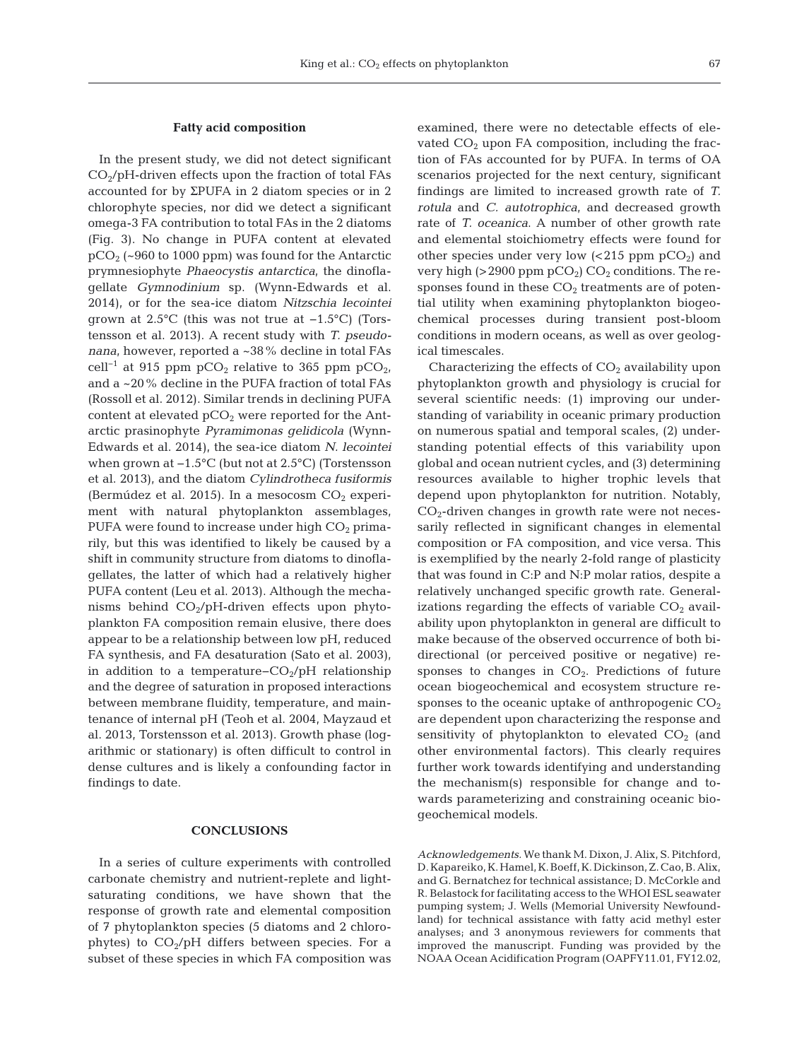### Fatty acid composition

In the present study, we did not detect significant $CO_2$/pH-driven effects upon the fraction of total FAs accounted for by ΣPUFA in 2 diatom species or in 2 chlorophyte species, nor did we detect a significant omega-3 FA contribution to total FAs in the 2 diatoms (Fig. 3). No change in PUFA content at elevated $pCO_2$ (~960 to 1000 ppm) was found for the Antarctic prymnesiophyte *Phaeocystis antarctica*, the dinoflagellate *Gymnodinium* sp. (Wynn-Edwards et al. 2014), or for the sea-ice diatom *Nitzschia lecointei* grown at 2.5°C (this was not true at −1.5°C) (Torstensson et al. 2013). A recent study with *T. pseudonana*, however, reported a ~38% decline in total FAs $cell^{-1}$ at 915 ppm $pCO_2$ relative to 365 ppm $pCO_2$, and a ~20% decline in the PUFA fraction of total FAs (Rossoll et al. 2012). Similar trends in declining PUFA content at elevated $pCO_2$ were reported for the Antarctic prasinophyte *Pyramimonas gelidicola* (Wynn-Edwards et al. 2014), the sea-ice diatom *N. lecointei* when grown at −1.5°C (but not at 2.5°C) (Torstensson et al. 2013), and the diatom *Cylindrotheca fusiformis* (Bermúdez et al. 2015). In a mesocosm $CO_2$ experiment with natural phytoplankton assemblages, PUFA were found to increase under high $CO_2$ primarily, but this was identified to likely be caused by a shift in community structure from diatoms to dinoflagellates, the latter of which had a relatively higher PUFA content (Leu et al. 2013). Although the mechanisms behind $CO_2$/pH-driven effects upon phytoplankton FA composition remain elusive, there does appear to be a relationship between low pH, reduced FA synthesis, and FA desaturation (Sato et al. 2003), in addition to a temperature–$CO_2$/pH relationship and the degree of saturation in proposed interactions between membrane fluidity, temperature, and maintenance of internal pH (Teoh et al. 2004, Mayzaud et al. 2013, Torstensson et al. 2013). Growth phase (logarithmic or stationary) is often difficult to control in dense cultures and is likely a confounding factor in findings to date.

## CONCLUSIONS

In a series of culture experiments with controlled carbonate chemistry and nutrient-replete and light-saturating conditions, we have shown that the response of growth rate and elemental composition of 7 phytoplankton species (5 diatoms and 2 chlorophytes) to $CO_2$/pH differs between species. For a subset of these species in which FA composition was examined, there were no detectable effects of elevated $CO_2$ upon FA composition, including the fraction of FAs accounted for by PUFA. In terms of OA scenarios projected for the next century, significant findings are limited to increased growth rate of *T. rotula* and *C. autotrophica*, and decreased growth rate of *T. oceanica*. A number of other growth rate and elemental stoichiometry effects were found for other species under very low (<215 ppm $pCO_2$) and very high (>2900 ppm $pCO_2$) $CO_2$ conditions. The responses found in these $CO_2$ treatments are of potential utility when examining phytoplankton biogeochemical processes during transient post-bloom conditions in modern oceans, as well as over geological timescales.

Characterizing the effects of $CO_2$ availability upon phytoplankton growth and physiology is crucial for several scientific needs: (1) improving our understanding of variability in oceanic primary production on numerous spatial and temporal scales, (2) understanding potential effects of this variability upon global and ocean nutrient cycles, and (3) determining resources available to higher trophic levels that depend upon phytoplankton for nutrition. Notably, $CO_2$-driven changes in growth rate were not necessarily reflected in significant changes in elemental composition or FA composition, and vice versa. This is exemplified by the nearly 2-fold range of plasticity that was found in C:P and N:P molar ratios, despite a relatively unchanged specific growth rate. Generalizations regarding the effects of variable $CO_2$ availability upon phytoplankton in general are difficult to make because of the observed occurrence of both bidirectional (or perceived positive or negative) responses to changes in $CO_2$. Predictions of future ocean biogeochemical and ecosystem structure responses to the oceanic uptake of anthropogenic $CO_2$ are dependent upon characterizing the response and sensitivity of phytoplankton to elevated $CO_2$ (and other environmental factors). This clearly requires further work towards identifying and understanding the mechanism(s) responsible for change and towards parameterizing and constraining oceanic biogeochemical models.

*Acknowledgements.* We thank M. Dixon, J. Alix, S. Pitchford, D. Kapareiko, K. Hamel, K. Boeff, K. Dickinson, Z. Cao, B. Alix, and G. Bernatchez for technical assistance; D. McCorkle and R. Belastock for facilitating access to the WHOI ESL seawater pumping system; J. Wells (Memorial University Newfoundland) for technical assistance with fatty acid methyl ester analyses; and 3 anonymous reviewers for comments that improved the manuscript. Funding was provided by the NOAA Ocean Acidification Program (OAPFY11.01, FY12.02,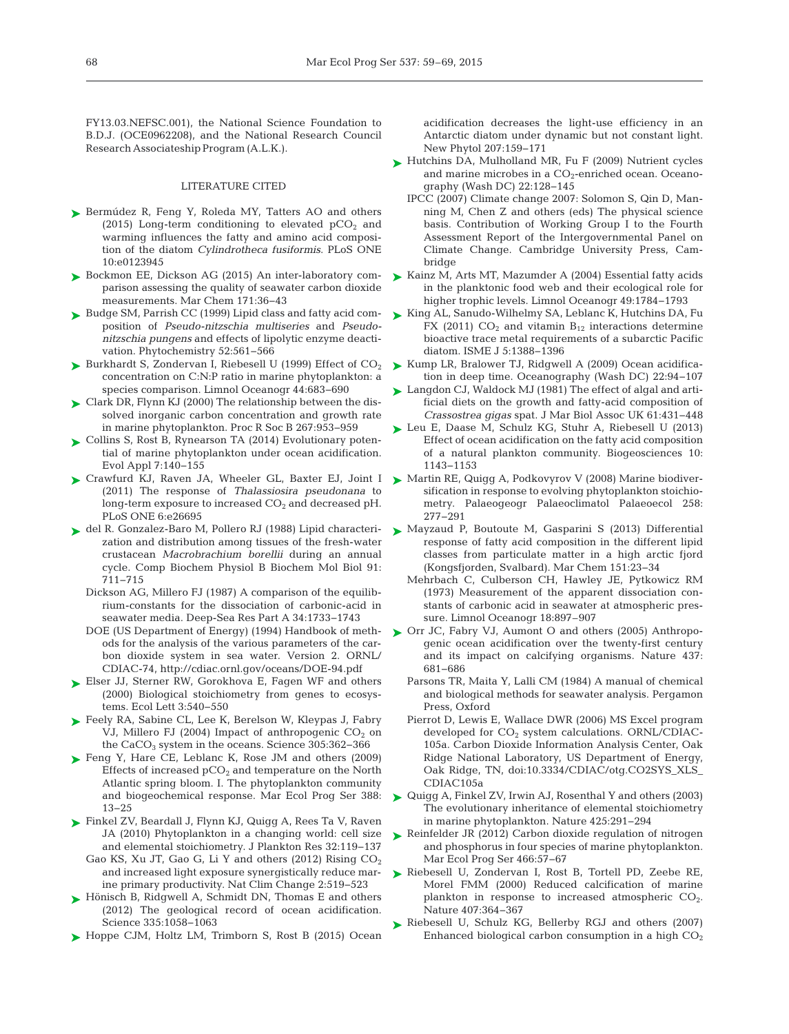FY13.03.NEFSC.001), the National Science Foundation to B.D.J. (OCE0962208), and the National Research Council Research Associateship Program (A.L.K.).

## LITERATURE CITED

- Bermúdez R, Feng Y, Roleda MY, Tatters AO and others (2015) Long-term conditioning to elevated $pCO_2$ and warming influences the fatty and amino acid composition of the diatom *Cylindrotheca fusiformis*. PLoS ONE 10:e0123945
- Bockmon EE, Dickson AG (2015) An inter-laboratory comparison assessing the quality of seawater carbon dioxide measurements. Mar Chem 171:36–43
- Budge SM, Parrish CC (1999) Lipid class and fatty acid composition of *Pseudo-nitzschia multiseries* and *Pseudo-nitzschia pungens* and effects of lipolytic enzyme deactivation. Phytochemistry 52:561–566
- Burkhardt S, Zondervan I, Riebesell U (1999) Effect of $CO_2$ concentration on C:N:P ratio in marine phytoplankton: a species comparison. Limnol Oceanogr 44:683–690
- Clark DR, Flynn KJ (2000) The relationship between the dissolved inorganic carbon concentration and growth rate in marine phytoplankton. Proc R Soc B 267:953–959
- Collins S, Rost B, Rynearson TA (2014) Evolutionary potential of marine phytoplankton under ocean acidification. Evol Appl 7:140–155
- Crawfurd KJ, Raven JA, Wheeler GL, Baxter EJ, Joint I (2011) The response of *Thalassiosira pseudonana* to long-term exposure to increased $CO_2$ and decreased pH. PLoS ONE 6:e26695
- del R. Gonzalez-Baro M, Pollero RJ (1988) Lipid characterization and distribution among tissues of the fresh-water crustacean *Macrobrachium borellii* during an annual cycle. Comp Biochem Physiol B Biochem Mol Biol 91: 711–715
- Dickson AG, Millero FJ (1987) A comparison of the equilibrium-constants for the dissociation of carbonic-acid in seawater media. Deep-Sea Res Part A 34:1733–1743
- DOE (US Department of Energy) (1994) Handbook of methods for the analysis of the various parameters of the carbon dioxide system in sea water. Version 2. ORNL/CDIAC-74, http://cdiac.ornl.gov/oceans/DOE-94.pdf
- Elser JJ, Sterner RW, Gorokhova E, Fagen WF and others (2000) Biological stoichiometry from genes to ecosystems. Ecol Lett 3:540–550
- Feely RA, Sabine CL, Lee K, Berelson W, Kleypas J, Fabry VJ, Millero FJ (2004) Impact of anthropogenic $CO_2$ on the $CaCO_3$ system in the oceans. Science 305:362–366
- Feng Y, Hare CE, Leblanc K, Rose JM and others (2009) Effects of increased $pCO_2$ and temperature on the North Atlantic spring bloom. I. The phytoplankton community and biogeochemical response. Mar Ecol Prog Ser 388: 13–25
- Finkel ZV, Beardall J, Flynn KJ, Quigg A, Rees Ta V, Raven JA (2010) Phytoplankton in a changing world: cell size and elemental stoichiometry. J Plankton Res 32:119–137
- Gao KS, Xu JT, Gao G, Li Y and others (2012) Rising $CO_2$ and increased light exposure synergistically reduce marine primary productivity. Nat Clim Change 2:519–523
- Hönisch B, Ridgwell A, Schmidt DN, Thomas E and others (2012) The geological record of ocean acidification. Science 335:1058–1063
- Hoppe CJM, Holtz LM, Trimborn S, Rost B (2015) Ocean acidification decreases the light-use efficiency in an Antarctic diatom under dynamic but not constant light. New Phytol 207:159–171
- Hutchins DA, Mulholland MR, Fu F (2009) Nutrient cycles and marine microbes in a $CO_2$-enriched ocean. Oceanography (Wash DC) 22:128–145
- IPCC (2007) Climate change 2007: Solomon S, Qin D, Manning M, Chen Z and others (eds) The physical science basis. Contribution of Working Group I to the Fourth Assessment Report of the Intergovernmental Panel on Climate Change. Cambridge University Press, Cambridge
- Kainz M, Arts MT, Mazumder A (2004) Essential fatty acids in the planktonic food web and their ecological role for higher trophic levels. Limnol Oceanogr 49:1784–1793
- King AL, Sanudo-Wilhelmy SA, Leblanc K, Hutchins DA, Fu FX (2011) $CO_2$ and vitamin $B_{12}$ interactions determine bioactive trace metal requirements of a subarctic Pacific diatom. ISME J 5:1388–1396
- Kump LR, Bralower TJ, Ridgwell A (2009) Ocean acidification in deep time. Oceanography (Wash DC) 22:94–107
- Langdon CJ, Waldock MJ (1981) The effect of algal and artificial diets on the growth and fatty-acid composition of *Crassostrea gigas* spat. J Mar Biol Assoc UK 61:431–448
- Leu E, Daase M, Schulz KG, Stuhr A, Riebesell U (2013) Effect of ocean acidification on the fatty acid composition of a natural plankton community. Biogeosciences 10: 1143–1153
- Martin RE, Quigg A, Podkovyrov V (2008) Marine biodiversification in response to evolving phytoplankton stoichiometry. Palaeogeogr Palaeoclimatol Palaeoecol 258: 277–291
- Mayzaud P, Boutoute M, Gasparini S (2013) Differential response of fatty acid composition in the different lipid classes from particulate matter in a high arctic fjord (Kongsfjorden, Svalbard). Mar Chem 151:23–34
- Mehrbach C, Culberson CH, Hawley JE, Pytkowicz RM (1973) Measurement of the apparent dissociation constants of carbonic acid in seawater at atmospheric pressure. Limnol Oceanogr 18:897–907
- Orr JC, Fabry VJ, Aumont O and others (2005) Anthropogenic ocean acidification over the twenty-first century and its impact on calcifying organisms. Nature 437: 681–686
- Parsons TR, Maita Y, Lalli CM (1984) A manual of chemical and biological methods for seawater analysis. Pergamon Press, Oxford
- Pierrot D, Lewis E, Wallace DWR (2006) MS Excel program developed for $CO_2$ system calculations. ORNL/CDIAC-105a. Carbon Dioxide Information Analysis Center, Oak Ridge National Laboratory, US Department of Energy, Oak Ridge, TN, doi:10.3334/CDIAC/otg.CO2SYS_XLS_CDIAC105a
- Quigg A, Finkel ZV, Irwin AJ, Rosenthal Y and others (2003) The evolutionary inheritance of elemental stoichiometry in marine phytoplankton. Nature 425:291–294
- Reinfelder JR (2012) Carbon dioxide regulation of nitrogen and phosphorus in four species of marine phytoplankton. Mar Ecol Prog Ser 466:57–67
- Riebesell U, Zondervan I, Rost B, Tortell PD, Zeebe RE, Morel FMM (2000) Reduced calcification of marine plankton in response to increased atmospheric $CO_2$. Nature 407:364–367
- Riebesell U, Schulz KG, Bellerby RGJ and others (2007) Enhanced biological carbon consumption in a high $CO_2$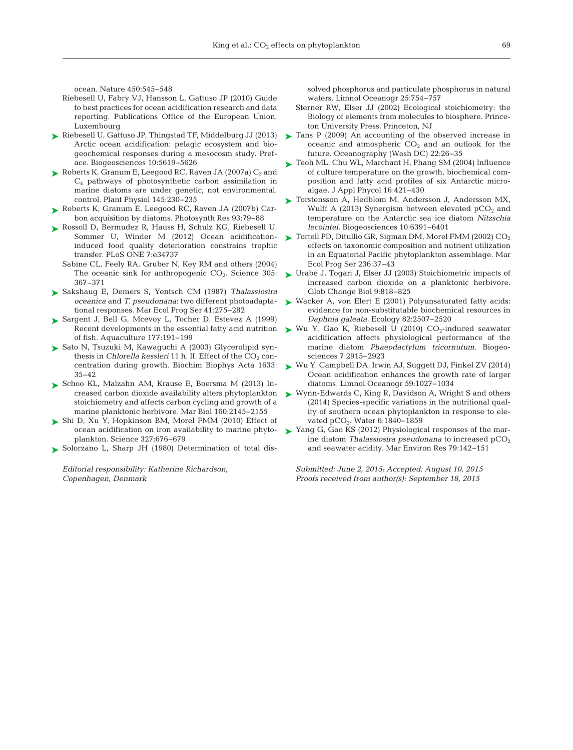ocean. Nature 450:545–548

Riebesell U, Fabry VJ, Hansson L, Gattuso JP (2010) Guide to best practices for ocean acidification research and data reporting. Publications Office of the European Union, Luxembourg

Riebesell U, Gattuso JP, Thingstad TF, Middelburg JJ (2013) Arctic ocean acidification: pelagic ecosystem and biogeochemical responses during a mesocosm study. Preface. Biogeosciences 10:5619–5626

Roberts K, Granum E, Leegood RC, Raven JA (2007a) $C_3$ and $C_4$ pathways of photosynthetic carbon assimilation in marine diatoms are under genetic, not environmental, control. Plant Physiol 145:230–235

Roberts K, Granum E, Leegood RC, Raven JA (2007b) Carbon acquisition by diatoms. Photosynth Res 93:79–88

Rossoll D, Bermudez R, Hauss H, Schulz KG, Riebesell U, Sommer U, Winder M (2012) Ocean acidification-induced food quality deterioration constrains trophic transfer. PLoS ONE 7:e34737

Sabine CL, Feely RA, Gruber N, Key RM and others (2004) The oceanic sink for anthropogenic $CO_2$. Science 305:367–371

Sakshaug E, Demers S, Yentsch CM (1987) *Thalassiosira oceanica* and *T. pseudonana*: two different photoadaptational responses. Mar Ecol Prog Ser 41:275–282

Sargent J, Bell G, Mcevoy L, Tocher D, Estevez A (1999) Recent developments in the essential fatty acid nutrition of fish. Aquaculture 177:191–199

Sato N, Tsuzuki M, Kawaguchi A (2003) Glycerolipid synthesis in *Chlorella kessleri* 11 h. II. Effect of the $CO_2$ concentration during growth. Biochim Biophys Acta 1633:35–42

Schoo KL, Malzahn AM, Krause E, Boersma M (2013) Increased carbon dioxide availability alters phytoplankton stoichiometry and affects carbon cycling and growth of a marine planktonic herbivore. Mar Biol 160:2145–2155

Shi D, Xu Y, Hopkinson BM, Morel FMM (2010) Effect of ocean acidification on iron availability to marine phytoplankton. Science 327:676–679

Solorzano L, Sharp JH (1980) Determination of total dissolved phosphorus and particulate phosphorus in natural waters. Limnol Oceanogr 25:754–757

Sterner RW, Elser JJ (2002) Ecological stoichiometry: the Biology of elements from molecules to biosphere. Princeton University Press, Princeton, NJ

Tans P (2009) An accounting of the observed increase in oceanic and atmospheric $CO_2$ and an outlook for the future. Oceanography (Wash DC) 22:26–35

Teoh ML, Chu WL, Marchant H, Phang SM (2004) Influence of culture temperature on the growth, biochemical composition and fatty acid profiles of six Antarctic microalgae. J Appl Phycol 16:421–430

Torstensson A, Hedblom M, Andersson J, Andersson MX, Wulff A (2013) Synergism between elevated $pCO_2$ and temperature on the Antarctic sea ice diatom *Nitzschia lecointei*. Biogeosciences 10:6391–6401

Tortell PD, Ditullio GR, Sigman DM, Morel FMM (2002) $CO_2$ effects on taxonomic composition and nutrient utilization in an Equatorial Pacific phytoplankton assemblage. Mar Ecol Prog Ser 236:37–43

Urabe J, Togari J, Elser JJ (2003) Stoichiometric impacts of increased carbon dioxide on a planktonic herbivore. Glob Change Biol 9:818–825

Wacker A, von Elert E (2001) Polyunsaturated fatty acids: evidence for non-substitutable biochemical resources in *Daphnia galeata*. Ecology 82:2507–2520

Wu Y, Gao K, Riebesell U (2010) $CO_2$-induced seawater acidification affects physiological performance of the marine diatom *Phaeodactylum tricornutum*. Biogeosciences 7:2915–2923

Wu Y, Campbell DA, Irwin AJ, Suggett DJ, Finkel ZV (2014) Ocean acidification enhances the growth rate of larger diatoms. Limnol Oceanogr 59:1027–1034

Wynn-Edwards C, King R, Davidson A, Wright S and others (2014) Species-specific variations in the nutritional quality of southern ocean phytoplankton in response to elevated $pCO_2$. Water 6:1840–1859

Yang G, Gao KS (2012) Physiological responses of the marine diatom *Thalassiosira pseudonana* to increased $pCO_2$ and seawater acidity. Mar Environ Res 79:142–151

*Editorial responsibility: Katherine Richardson, Copenhagen, Denmark*

*Submitted: June 2, 2015; Accepted: August 10, 2015*
*Proofs received from author(s): September 18, 2015*